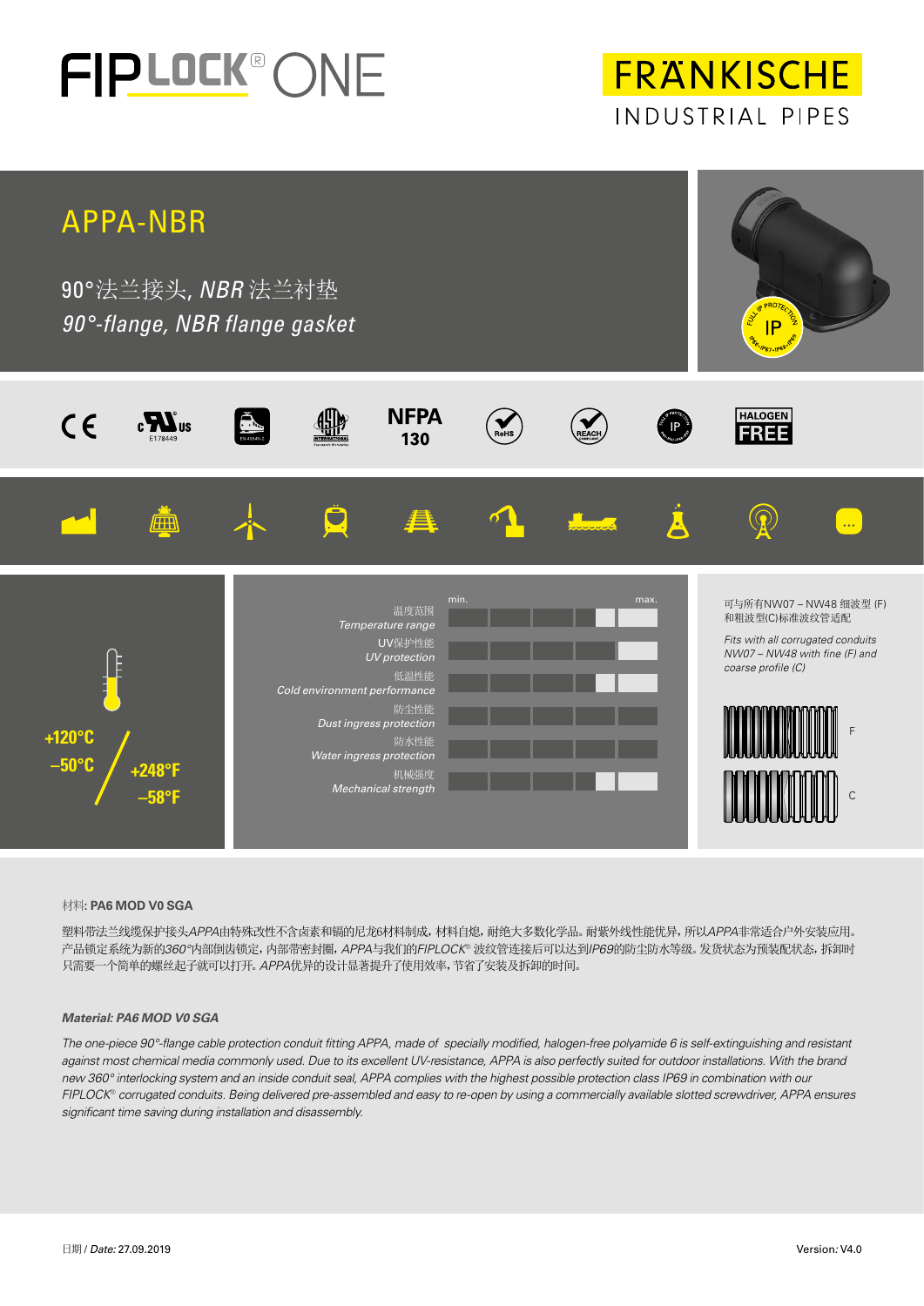# FIPLOCK® ONE

FRÄNKISCHE
INDUSTRIAL PIPES

## APPA-NBR

90°法兰接头, *NBR* 法兰衬垫

*90°-flange, NBR flange gasket*

NFPA 130

HALOGEN FREE

+120°C
–50°C

+248°F
–58°F

| | min. … max. |
|---|---|
| 温度范围 *Temperature range* | |
| UV保护性能 *UV protection* | |
| 低温性能 *Cold environment performance* | |
| 防尘性能 *Dust ingress protection* | |
| 防水性能 *Water ingress protection* | |
| 机械强度 *Mechanical strength* | |

可与所有NW07 – NW48 细波型 (F) 和粗波型(C)标准波纹管适配

*Fits with all corrugated conduits NW07 – NW48 with fine (F) and coarse profile (C)*

F

C

材料: **PA6 MOD V0 SGA**

塑料带法兰线缆保护接头*APPA*由特殊改性不含卤素和镉的尼龙6材料制成，材料自熄，耐绝大多数化学品。耐紫外线性能优异，所以*APPA*非常适合户外安装应用。产品锁定系统为新的*360°*内部倒齿锁定，内部带密封圈，*APPA*与我们的*FIPLOCK*® 波纹管连接后可以达到*IP69*的防尘防水等级。发货状态为预装配状态，拆卸时只需要一个简单的螺丝起子就可以打开。*APPA*优异的设计显著提升了使用效率，节省了安装及拆卸的时间。

***Material: PA6 MOD V0 SGA***

*The one-piece 90°-flange cable protection conduit fitting APPA, made of specially modified, halogen-free polyamide 6 is self-extinguishing and resistant against most chemical media commonly used. Due to its excellent UV-resistance, APPA is also perfectly suited for outdoor installations. With the brand new 360° interlocking system and an inside conduit seal, APPA complies with the highest possible protection class IP69 in combination with our FIPLOCK® corrugated conduits. Being delivered pre-assembled and easy to re-open by using a commercially available slotted screwdriver, APPA ensures significant time saving during installation and disassembly.*

日期 / *Date:* 27.09.2019

Version: V4.0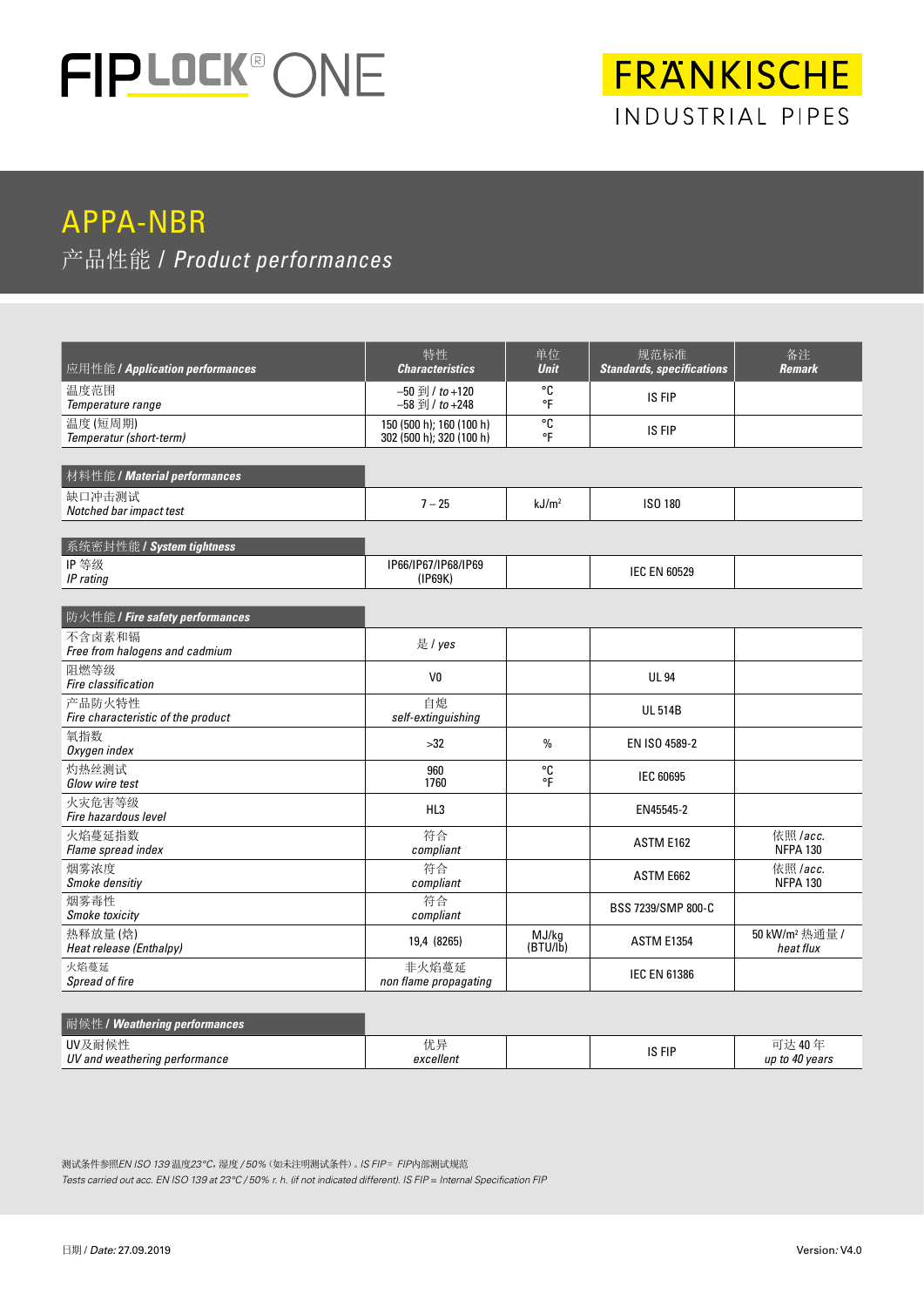FIPLOCK® ONE

FRÄNKISCHE
INDUSTRIAL PIPES

# APPA-NBR

## 产品性能 / *Product performances*

| 应用性能 / ***Application performances*** | 特性 ***Characteristics*** | 单位 ***Unit*** | 规范标准 ***Standards, specifications*** | 备注 ***Remark*** |
|---|---|---|---|---|
| 温度范围 *Temperature range* | –50 到 / *to* +120<br>–58 到 / *to* +248 | °C<br>°F | IS FIP | |
| 温度 (短周期) *Temperatur (short-term)* | 150 (500 h); 160 (100 h)<br>302 (500 h); 320 (100 h) | °C<br>°F | IS FIP | |
| **材料性能 / *Material performances*** | | | | |
| 缺口冲击测试 *Notched bar impact test* | 7 – 25 | kJ/m² | ISO 180 | |
| **系统密封性能 / *System tightness*** | | | | |
| IP 等级 *IP rating* | IP66/IP67/IP68/IP69 (IP69K) | | IEC EN 60529 | |
| **防火性能 / *Fire safety performances*** | | | | |
| 不含卤素和镉 *Free from halogens and cadmium* | 是 / *yes* | | | |
| 阻燃等级 *Fire classification* | V0 | | UL 94 | |
| 产品防火特性 *Fire characteristic of the product* | 自熄 *self-extinguishing* | | UL 514B | |
| 氧指数 *Oxygen index* | >32 | % | EN ISO 4589-2 | |
| 灼热丝测试 *Glow wire test* | 960<br>1760 | °C<br>°F | IEC 60695 | |
| 火灾危害等级 *Fire hazardous level* | HL3 | | EN45545-2 | |
| 火焰蔓延指数 *Flame spread index* | 符合 *compliant* | | ASTM E162 | 依照 /*acc.* NFPA 130 |
| 烟雾浓度 *Smoke densitiy* | 符合 *compliant* | | ASTM E662 | 依照 /*acc.* NFPA 130 |
| 烟雾毒性 *Smoke toxicity* | 符合 *compliant* | | BSS 7239/SMP 800-C | |
| 热释放量 (焓) *Heat release (Enthalpy)* | 19,4 (8265) | MJ/kg (BTU/lb) | ASTM E1354 | 50 kW/m² 热通量 / *heat flux* |
| 火焰蔓延 *Spread of fire* | 非火焰蔓延 *non flame propagating* | | IEC EN 61386 | |
| **耐候性 / *Weathering performances*** | | | | |
| UV及耐候性 *UV and weathering performance* | 优异 *excellent* | | IS FIP | 可达 40 年 *up to 40 years* |

测试条件参照*EN ISO 139*温度*23°C*，湿度 */ 50%*（如未注明测试条件）。*IS FIP = FIP*内部测试规范
*Tests carried out acc. EN ISO 139 at 23°C / 50% r. h. (if not indicated different). IS FIP = Internal Specification FIP*

日期 / *Date:* 27.09.2019

Version*:* V4.0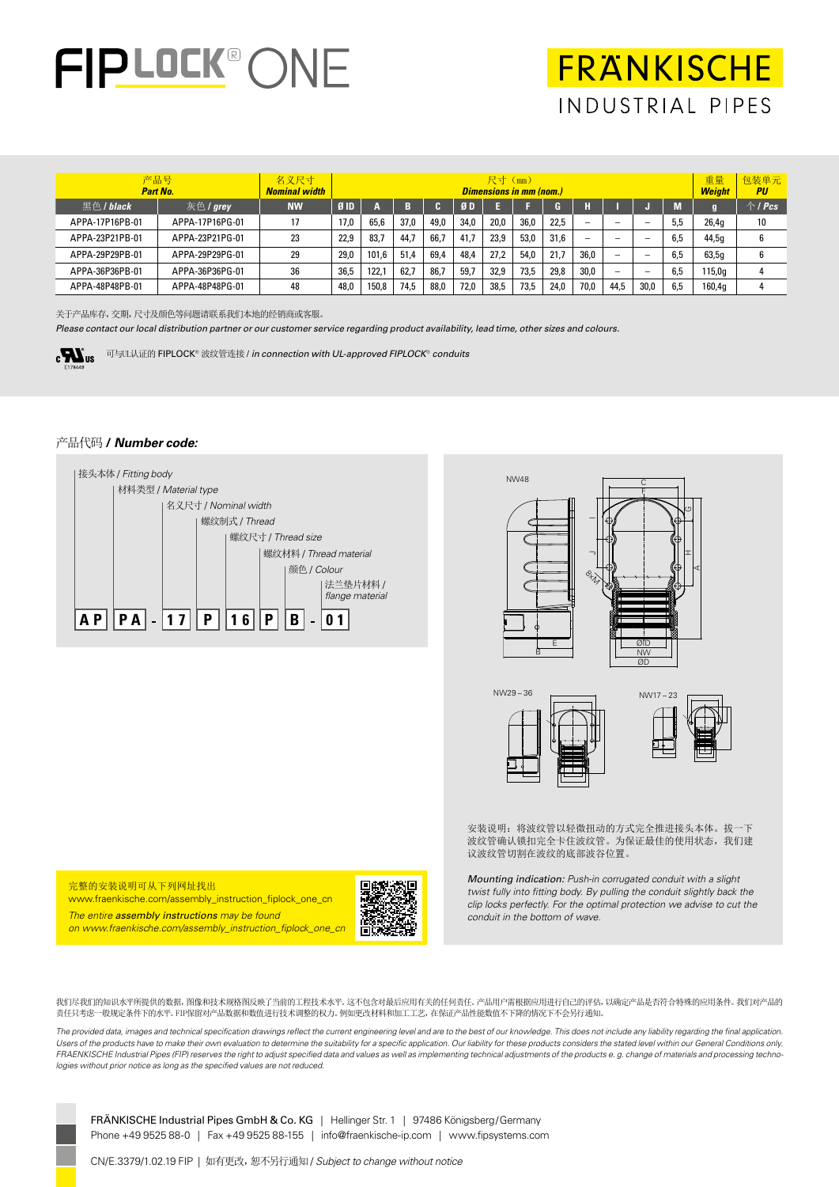# FIPLOCK® ONE

FRÄNKISCHE INDUSTRIAL PIPES

| 产品号 *Part No.* | | 名义尺寸 *Nominal width* | 尺寸（mm）*Dimensions in mm (nom.)* | | | | | | | | | | | | | 重量 *Weight* | 包装单元 *PU* |
|---|---|---|---|---|---|---|---|---|---|---|---|---|---|---|---|---|---|
| 黑色 / **black** | 灰色 / **grey** | **NW** | **Ø ID** | **A** | **B** | **C** | **Ø D** | **E** | **F** | **G** | **H** | **I** | **J** | **M** | **g** | 个 / **Pcs** |
| APPA-17P16PB-01 | APPA-17P16PG-01 | 17 | 17,0 | 65,6 | 37,0 | 49,0 | 34,0 | 20,0 | 36,0 | 22,5 | – | – | – | 5,5 | 26,4g | 10 |
| APPA-23P21PB-01 | APPA-23P21PG-01 | 23 | 22,9 | 83,7 | 44,7 | 66,7 | 41,7 | 23,9 | 53,0 | 31,6 | – | – | – | 6,5 | 44,5g | 6 |
| APPA-29P29PB-01 | APPA-29P29PG-01 | 29 | 29,0 | 101,6 | 51,4 | 69,4 | 48,4 | 27,2 | 54,0 | 21,7 | 36,0 | – | – | 6,5 | 63,5g | 6 |
| APPA-36P36PB-01 | APPA-36P36PG-01 | 36 | 36,5 | 122,1 | 62,7 | 86,7 | 59,7 | 32,9 | 73,5 | 29,8 | 30,0 | – | – | 6,5 | 115,0g | 4 |
| APPA-48P48PB-01 | APPA-48P48PG-01 | 48 | 48,0 | 150,8 | 74,5 | 88,0 | 72,0 | 38,5 | 73,5 | 24,0 | 70,0 | 44,5 | 30,0 | 6,5 | 160,4g | 4 |

关于产品库存，交期，尺寸及颜色等问题请联系我们本地的经销商或客服。

*Please contact our local distribution partner or our customer service regarding product availability, lead time, other sizes and colours.*

c UL us E176469 可与UL认证的 FIPLOCK® 波纹管连接 / *in connection with UL-approved FIPLOCK® conduits*

## 产品代码 / *Number code:*

- 接头本体 / *Fitting body*
- 材料类型 / *Material type*
- 名义尺寸 / *Nominal width*
- 螺纹制式 / *Thread*
- 螺纹尺寸 / *Thread size*
- 螺纹材料 / *Thread material*
- 颜色 / *Colour*
- 法兰垫片材料 / *flange material*

**AP PA - 17 P 16 P B - 01**

NW48

C F G H A J I B/M E B ØID NW ØD

NW29 – 36

NW17 – 23

完整的安装说明可从下列网址找出
www.fraenkische.com/assembly_instruction_fiplock_one_cn

*The entire **assembly instructions** may be found on www.fraenkische.com/assembly_instruction_fiplock_one_cn*

安装说明：将波纹管以轻微扭动的方式完全推进接头本体。拔一下波纹管确认锁扣完全卡住波纹管。为保证最佳的使用状态，我们建议波纹管切割在波纹的底部波谷位置。

***Mounting indication:*** *Push-in corrugated conduit with a slight twist into fitting body. By pulling the conduit slightly back the clip locks perfectly. For the optimal protection we advise to cut the conduit in the bottom of wave.*

我们尽我们的知识水平所提供的数据，图像和技术规格图反映了当前的工程技术水平。这不包含对最后应用有关的任何责任。产品用户需根据应用进行自己的评估，以确定产品是否符合特殊的应用条件。我们对产品的责任只考虑一般规定条件下的水平。FIP保留对产品数据和数值进行技术调整的权力。例如更改材料和加工工艺，在保证产品性能数值不下降的情况下不会另行通知。

*The provided data, images and technical specification drawings reflect the current engineering level and are to the best of our knowledge. This does not include any liability regarding the final application. Users of the products have to make their own evaluation to determine the suitability for a specific application. Our liability for these products considers the stated level within our General Conditions only. FRAENKISCHE Industrial Pipes (FIP) reserves the right to adjust specified data and values as well as implementing technical adjustments of the products e. g. change of materials and processing technologies without prior notice as long as the specified values are not reduced.*

FRÄNKISCHE Industrial Pipes GmbH & Co. KG | Hellinger Str. 1 | 97486 Königsberg/Germany
Phone +49 9525 88-0 | Fax +49 9525 88-155 | info@fraenkische-ip.com | www.fipsystems.com

CN/E.3379/1.02.19 FIP | 如有更改，恕不另行通知 / *Subject to change without notice*